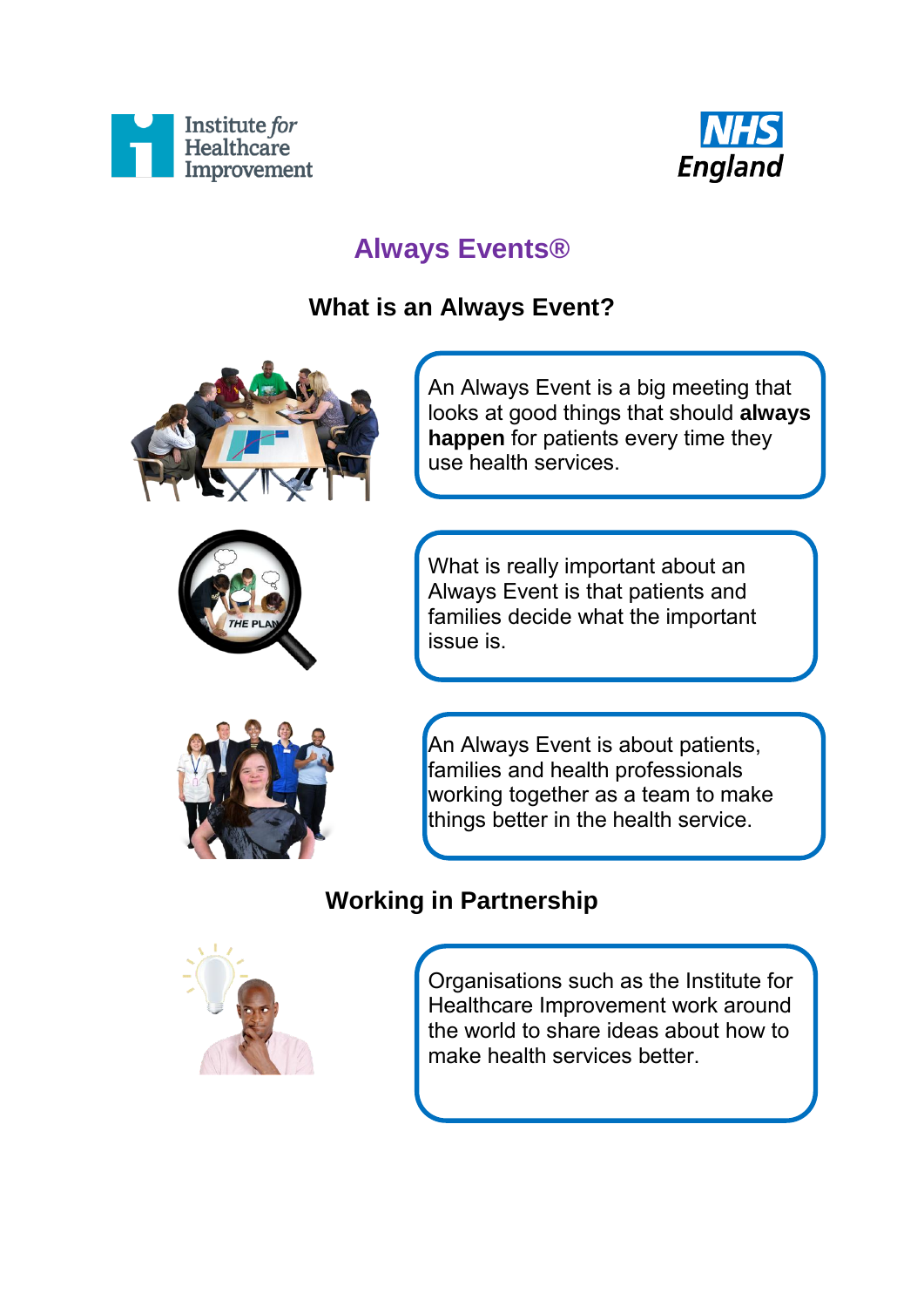# Always Events®

## What is an Always Event?

An Always Event is a big meeting that looks at good things that should **always happen** for patients every time they use health services.

What is really important about an Always Event is that patients and families decide what the important issue is.

An Always Event is about patients, families and health professionals working together as a team to make things better in the health service.

## Working in Partnership

Organisations such as the Institute for Healthcare Improvement work around the world to share ideas about how to make health services better.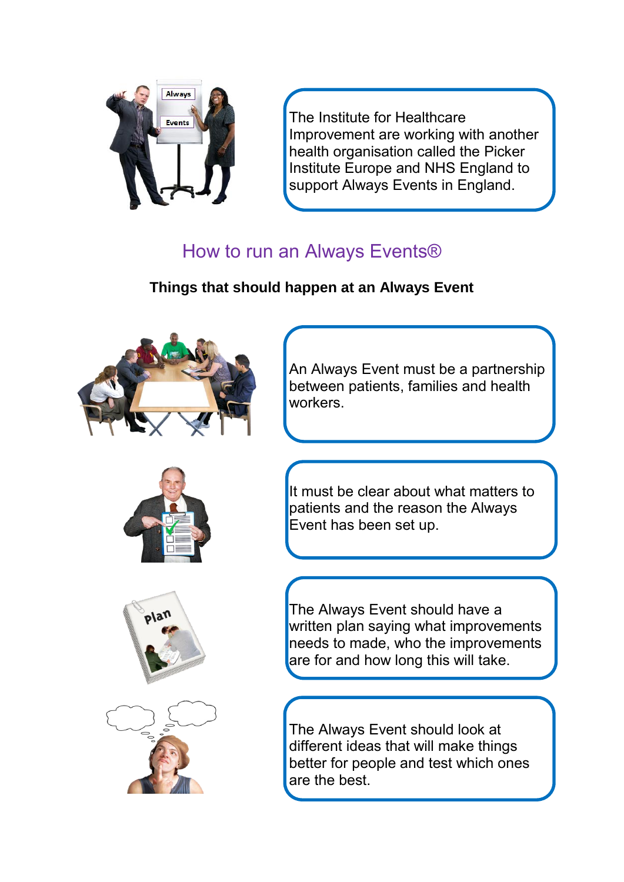The Institute for Healthcare Improvement are working with another health organisation called the Picker Institute Europe and NHS England to support Always Events in England.

## How to run an Always Events®

**Things that should happen at an Always Event**

An Always Event must be a partnership between patients, families and health workers.

It must be clear about what matters to patients and the reason the Always Event has been set up.

The Always Event should have a written plan saying what improvements needs to made, who the improvements are for and how long this will take.

The Always Event should look at different ideas that will make things better for people and test which ones are the best.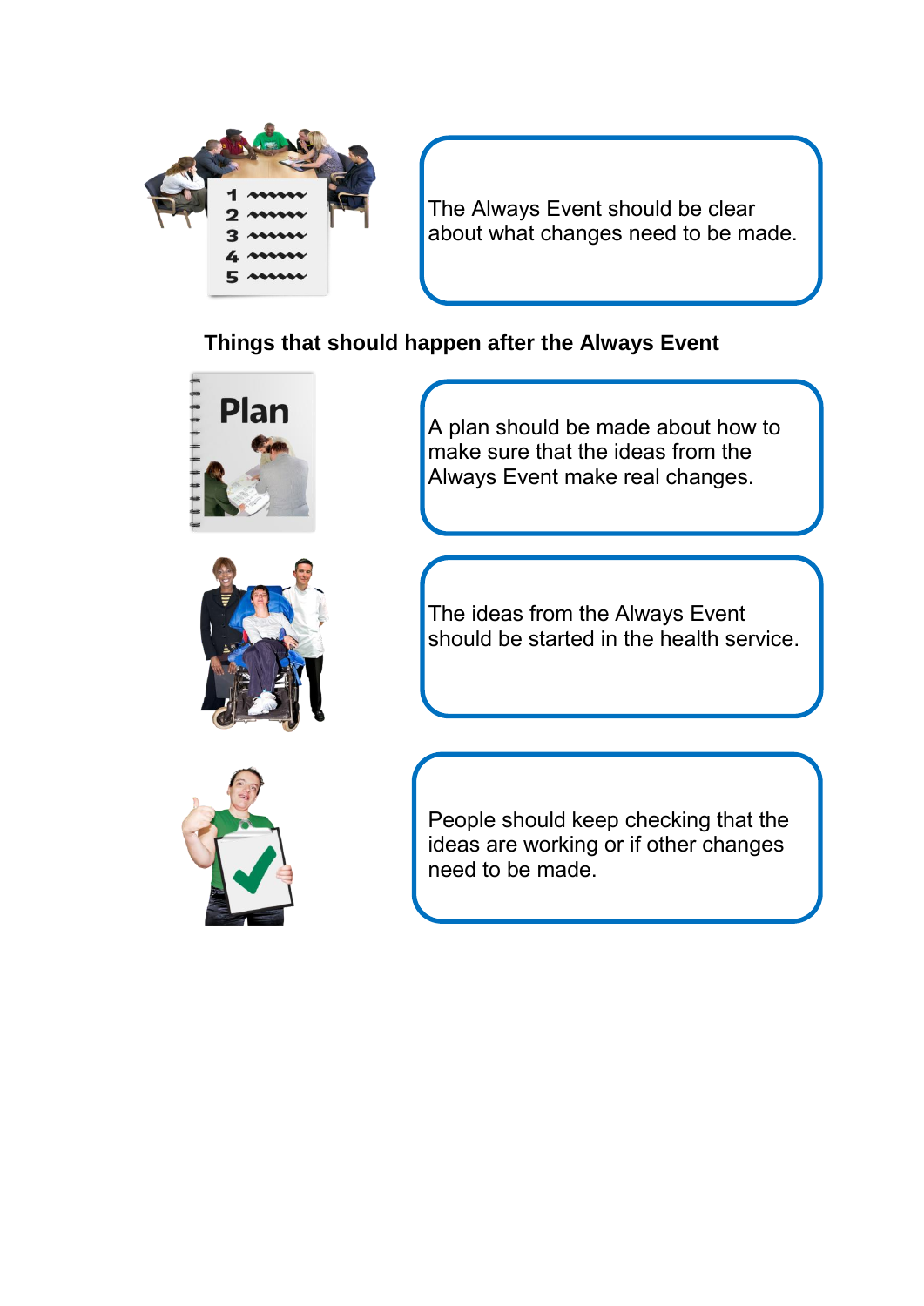The Always Event should be clear about what changes need to be made.

**Things that should happen after the Always Event**

A plan should be made about how to make sure that the ideas from the Always Event make real changes.

The ideas from the Always Event should be started in the health service.

People should keep checking that the ideas are working or if other changes need to be made.